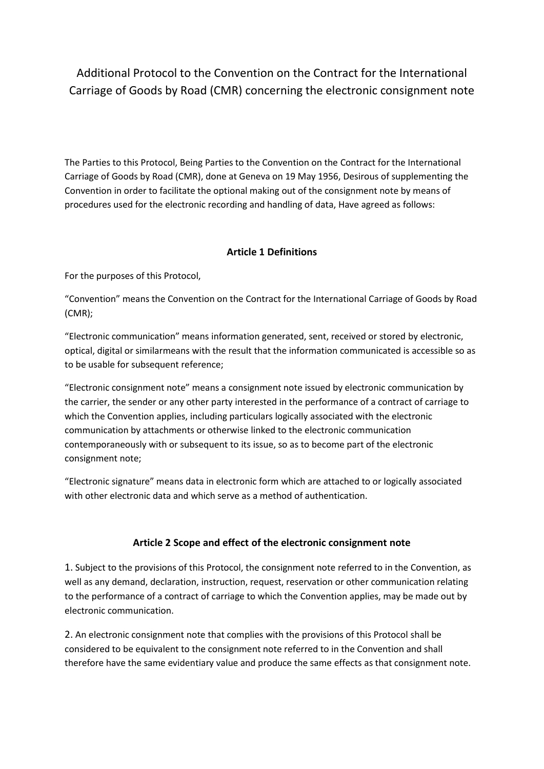# Additional Protocol to the Convention on the Contract for the International Carriage of Goods by Road (CMR) concerning the electronic consignment note

The Parties to this Protocol, Being Parties to the Convention on the Contract for the International Carriage of Goods by Road (CMR), done at Geneva on 19 May 1956, Desirous of supplementing the Convention in order to facilitate the optional making out of the consignment note by means of procedures used for the electronic recording and handling of data, Have agreed as follows:

### Article 1 Definitions

For the purposes of this Protocol,

"Convention" means the Convention on the Contract for the International Carriage of Goods by Road (CMR);

"Electronic communication" means information generated, sent, received or stored by electronic, optical, digital or similarmeans with the result that the information communicated is accessible so as to be usable for subsequent reference;

"Electronic consignment note" means a consignment note issued by electronic communication by the carrier, the sender or any other party interested in the performance of a contract of carriage to which the Convention applies, including particulars logically associated with the electronic communication by attachments or otherwise linked to the electronic communication contemporaneously with or subsequent to its issue, so as to become part of the electronic consignment note;

"Electronic signature" means data in electronic form which are attached to or logically associated with other electronic data and which serve as a method of authentication.

### Article 2 Scope and effect of the electronic consignment note

1. Subject to the provisions of this Protocol, the consignment note referred to in the Convention, as well as any demand, declaration, instruction, request, reservation or other communication relating to the performance of a contract of carriage to which the Convention applies, may be made out by electronic communication.

2. An electronic consignment note that complies with the provisions of this Protocol shall be considered to be equivalent to the consignment note referred to in the Convention and shall therefore have the same evidentiary value and produce the same effects as that consignment note.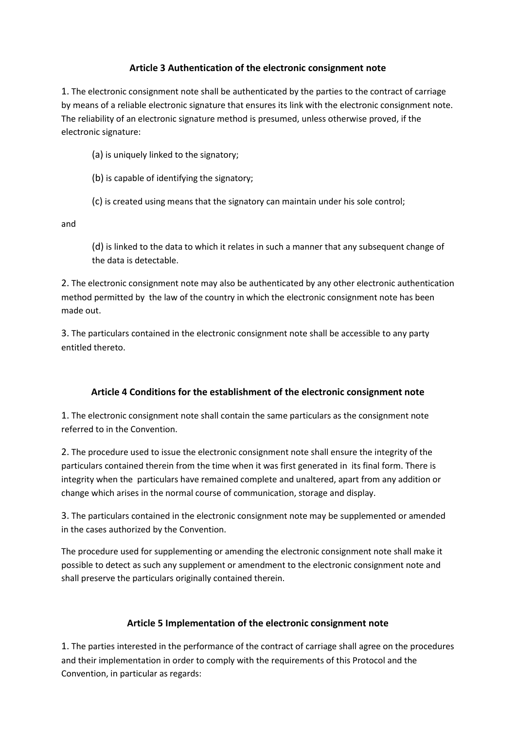### Article 3 Authentication of the electronic consignment note

1. The electronic consignment note shall be authenticated by the parties to the contract of carriage by means of a reliable electronic signature that ensures its link with the electronic consignment note. The reliability of an electronic signature method is presumed, unless otherwise proved, if the electronic signature:

   (a) is uniquely linked to the signatory;

   (b) is capable of identifying the signatory;

   (c) is created using means that the signatory can maintain under his sole control;

and

   (d) is linked to the data to which it relates in such a manner that any subsequent change of the data is detectable.

2. The electronic consignment note may also be authenticated by any other electronic authentication method permitted by the law of the country in which the electronic consignment note has been made out.

3. The particulars contained in the electronic consignment note shall be accessible to any party entitled thereto.

### Article 4 Conditions for the establishment of the electronic consignment note

1. The electronic consignment note shall contain the same particulars as the consignment note referred to in the Convention.

2. The procedure used to issue the electronic consignment note shall ensure the integrity of the particulars contained therein from the time when it was first generated in its final form. There is integrity when the particulars have remained complete and unaltered, apart from any addition or change which arises in the normal course of communication, storage and display.

3. The particulars contained in the electronic consignment note may be supplemented or amended in the cases authorized by the Convention.

The procedure used for supplementing or amending the electronic consignment note shall make it possible to detect as such any supplement or amendment to the electronic consignment note and shall preserve the particulars originally contained therein.

### Article 5 Implementation of the electronic consignment note

1. The parties interested in the performance of the contract of carriage shall agree on the procedures and their implementation in order to comply with the requirements of this Protocol and the Convention, in particular as regards: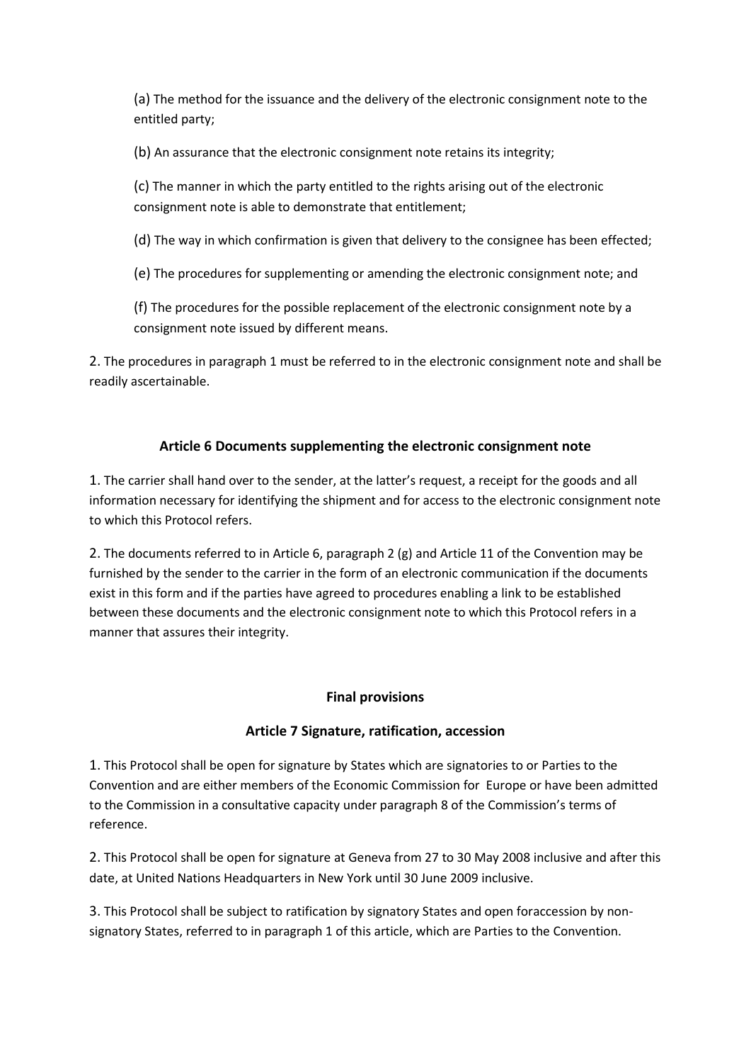(a) The method for the issuance and the delivery of the electronic consignment note to the entitled party;

(b) An assurance that the electronic consignment note retains its integrity;

(c) The manner in which the party entitled to the rights arising out of the electronic consignment note is able to demonstrate that entitlement;

(d) The way in which confirmation is given that delivery to the consignee has been effected;

(e) The procedures for supplementing or amending the electronic consignment note; and

(f) The procedures for the possible replacement of the electronic consignment note by a consignment note issued by different means.

2. The procedures in paragraph 1 must be referred to in the electronic consignment note and shall be readily ascertainable.

### Article 6 Documents supplementing the electronic consignment note

1. The carrier shall hand over to the sender, at the latter's request, a receipt for the goods and all information necessary for identifying the shipment and for access to the electronic consignment note to which this Protocol refers.

2. The documents referred to in Article 6, paragraph 2 (g) and Article 11 of the Convention may be furnished by the sender to the carrier in the form of an electronic communication if the documents exist in this form and if the parties have agreed to procedures enabling a link to be established between these documents and the electronic consignment note to which this Protocol refers in a manner that assures their integrity.

## Final provisions

### Article 7 Signature, ratification, accession

1. This Protocol shall be open for signature by States which are signatories to or Parties to the Convention and are either members of the Economic Commission for Europe or have been admitted to the Commission in a consultative capacity under paragraph 8 of the Commission's terms of reference.

2. This Protocol shall be open for signature at Geneva from 27 to 30 May 2008 inclusive and after this date, at United Nations Headquarters in New York until 30 June 2009 inclusive.

3. This Protocol shall be subject to ratification by signatory States and open foraccession by non-signatory States, referred to in paragraph 1 of this article, which are Parties to the Convention.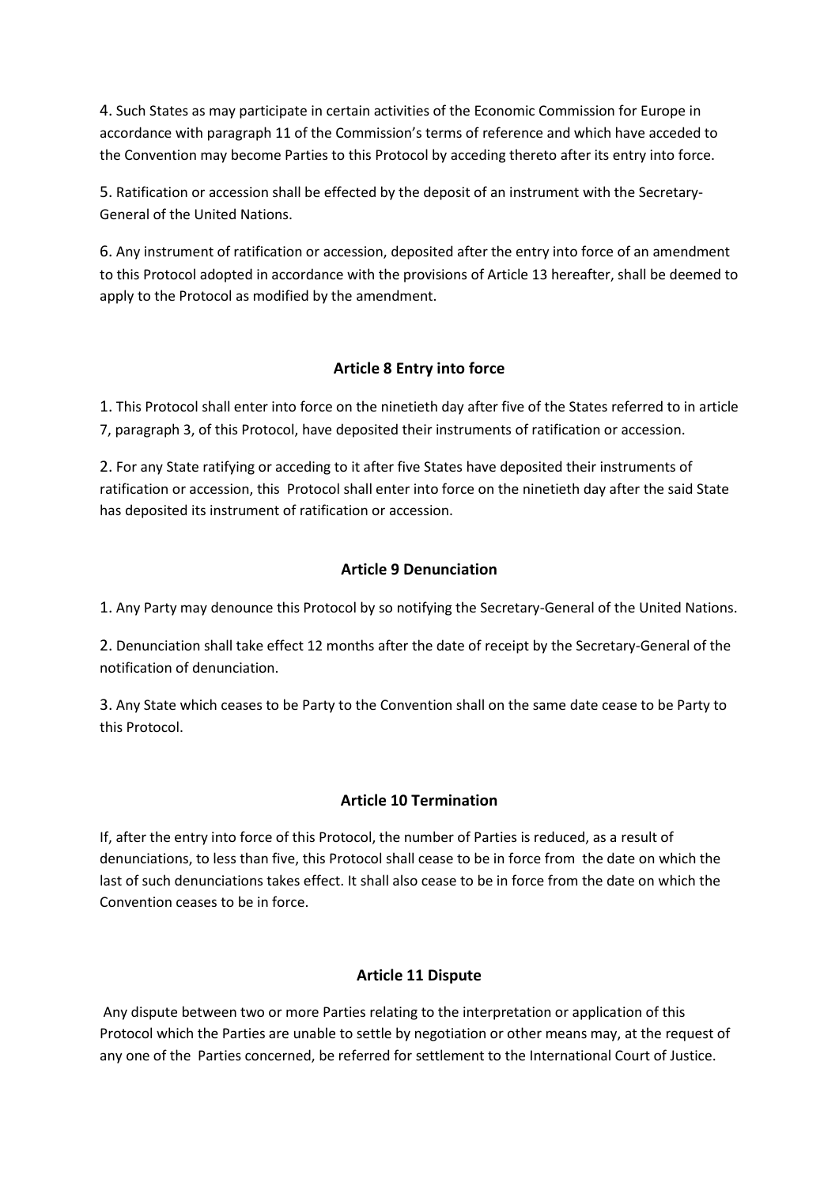4. Such States as may participate in certain activities of the Economic Commission for Europe in accordance with paragraph 11 of the Commission's terms of reference and which have acceded to the Convention may become Parties to this Protocol by acceding thereto after its entry into force.

5. Ratification or accession shall be effected by the deposit of an instrument with the Secretary-General of the United Nations.

6. Any instrument of ratification or accession, deposited after the entry into force of an amendment to this Protocol adopted in accordance with the provisions of Article 13 hereafter, shall be deemed to apply to the Protocol as modified by the amendment.

## Article 8 Entry into force

1. This Protocol shall enter into force on the ninetieth day after five of the States referred to in article 7, paragraph 3, of this Protocol, have deposited their instruments of ratification or accession.

2. For any State ratifying or acceding to it after five States have deposited their instruments of ratification or accession, this Protocol shall enter into force on the ninetieth day after the said State has deposited its instrument of ratification or accession.

## Article 9 Denunciation

1. Any Party may denounce this Protocol by so notifying the Secretary-General of the United Nations.

2. Denunciation shall take effect 12 months after the date of receipt by the Secretary-General of the notification of denunciation.

3. Any State which ceases to be Party to the Convention shall on the same date cease to be Party to this Protocol.

## Article 10 Termination

If, after the entry into force of this Protocol, the number of Parties is reduced, as a result of denunciations, to less than five, this Protocol shall cease to be in force from the date on which the last of such denunciations takes effect. It shall also cease to be in force from the date on which the Convention ceases to be in force.

## Article 11 Dispute

Any dispute between two or more Parties relating to the interpretation or application of this Protocol which the Parties are unable to settle by negotiation or other means may, at the request of any one of the Parties concerned, be referred for settlement to the International Court of Justice.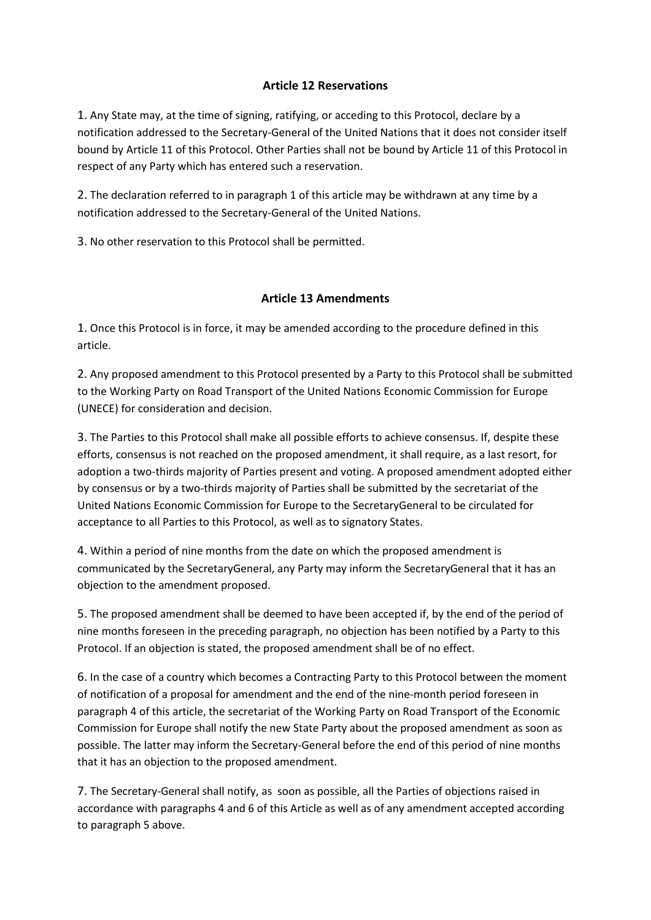## Article 12 Reservations

1. Any State may, at the time of signing, ratifying, or acceding to this Protocol, declare by a notification addressed to the Secretary-General of the United Nations that it does not consider itself bound by Article 11 of this Protocol. Other Parties shall not be bound by Article 11 of this Protocol in respect of any Party which has entered such a reservation.

2. The declaration referred to in paragraph 1 of this article may be withdrawn at any time by a notification addressed to the Secretary-General of the United Nations.

3. No other reservation to this Protocol shall be permitted.

## Article 13 Amendments

1. Once this Protocol is in force, it may be amended according to the procedure defined in this article.

2. Any proposed amendment to this Protocol presented by a Party to this Protocol shall be submitted to the Working Party on Road Transport of the United Nations Economic Commission for Europe (UNECE) for consideration and decision.

3. The Parties to this Protocol shall make all possible efforts to achieve consensus. If, despite these efforts, consensus is not reached on the proposed amendment, it shall require, as a last resort, for adoption a two-thirds majority of Parties present and voting. A proposed amendment adopted either by consensus or by a two-thirds majority of Parties shall be submitted by the secretariat of the United Nations Economic Commission for Europe to the SecretaryGeneral to be circulated for acceptance to all Parties to this Protocol, as well as to signatory States.

4. Within a period of nine months from the date on which the proposed amendment is communicated by the SecretaryGeneral, any Party may inform the SecretaryGeneral that it has an objection to the amendment proposed.

5. The proposed amendment shall be deemed to have been accepted if, by the end of the period of nine months foreseen in the preceding paragraph, no objection has been notified by a Party to this Protocol. If an objection is stated, the proposed amendment shall be of no effect.

6. In the case of a country which becomes a Contracting Party to this Protocol between the moment of notification of a proposal for amendment and the end of the nine-month period foreseen in paragraph 4 of this article, the secretariat of the Working Party on Road Transport of the Economic Commission for Europe shall notify the new State Party about the proposed amendment as soon as possible. The latter may inform the Secretary-General before the end of this period of nine months that it has an objection to the proposed amendment.

7. The Secretary-General shall notify, as soon as possible, all the Parties of objections raised in accordance with paragraphs 4 and 6 of this Article as well as of any amendment accepted according to paragraph 5 above.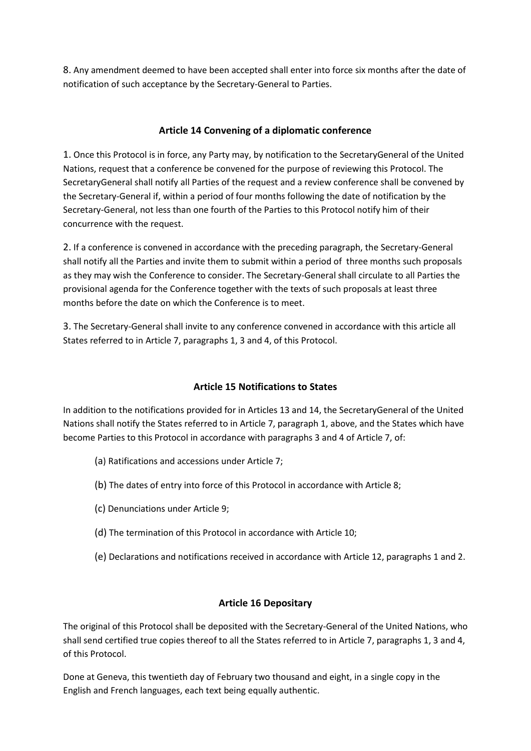8. Any amendment deemed to have been accepted shall enter into force six months after the date of notification of such acceptance by the Secretary-General to Parties.

## Article 14 Convening of a diplomatic conference

1. Once this Protocol is in force, any Party may, by notification to the SecretaryGeneral of the United Nations, request that a conference be convened for the purpose of reviewing this Protocol. The SecretaryGeneral shall notify all Parties of the request and a review conference shall be convened by the Secretary-General if, within a period of four months following the date of notification by the Secretary-General, not less than one fourth of the Parties to this Protocol notify him of their concurrence with the request.

2. If a conference is convened in accordance with the preceding paragraph, the Secretary-General shall notify all the Parties and invite them to submit within a period of three months such proposals as they may wish the Conference to consider. The Secretary-General shall circulate to all Parties the provisional agenda for the Conference together with the texts of such proposals at least three months before the date on which the Conference is to meet.

3. The Secretary-General shall invite to any conference convened in accordance with this article all States referred to in Article 7, paragraphs 1, 3 and 4, of this Protocol.

## Article 15 Notifications to States

In addition to the notifications provided for in Articles 13 and 14, the SecretaryGeneral of the United Nations shall notify the States referred to in Article 7, paragraph 1, above, and the States which have become Parties to this Protocol in accordance with paragraphs 3 and 4 of Article 7, of:

(a) Ratifications and accessions under Article 7;

(b) The dates of entry into force of this Protocol in accordance with Article 8;

(c) Denunciations under Article 9;

(d) The termination of this Protocol in accordance with Article 10;

(e) Declarations and notifications received in accordance with Article 12, paragraphs 1 and 2.

## Article 16 Depositary

The original of this Protocol shall be deposited with the Secretary-General of the United Nations, who shall send certified true copies thereof to all the States referred to in Article 7, paragraphs 1, 3 and 4, of this Protocol.

Done at Geneva, this twentieth day of February two thousand and eight, in a single copy in the English and French languages, each text being equally authentic.